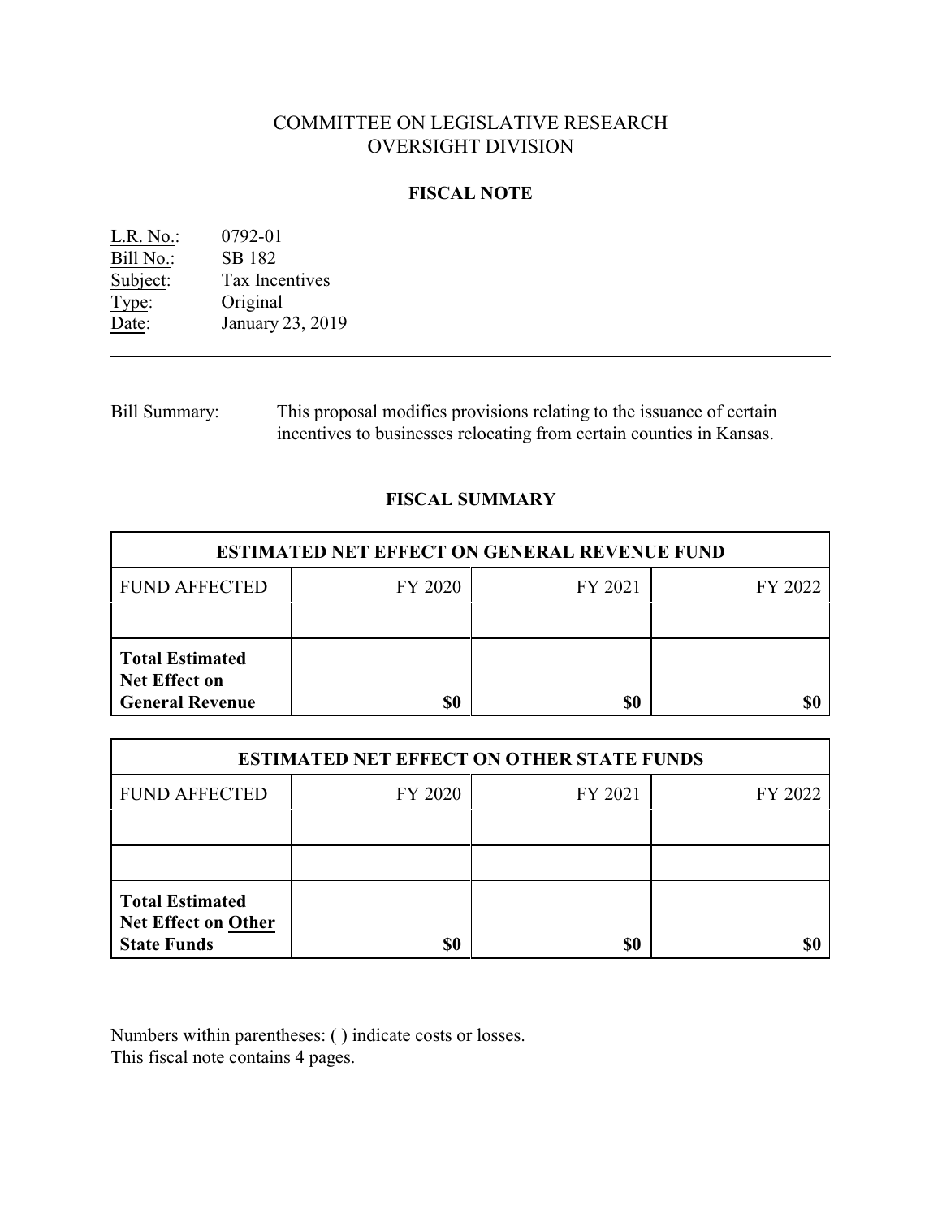# COMMITTEE ON LEGISLATIVE RESEARCH
# OVERSIGHT DIVISION

## FISCAL NOTE

L.R. No.: 0792-01
Bill No.: SB 182
Subject: Tax Incentives
Type: Original
Date: January 23, 2019

---

Bill Summary: This proposal modifies provisions relating to the issuance of certain incentives to businesses relocating from certain counties in Kansas.

## FISCAL SUMMARY

| ESTIMATED NET EFFECT ON GENERAL REVENUE FUND | | | |
|---|---|---|---|
| FUND AFFECTED | FY 2020 | FY 2021 | FY 2022 |
| | | | |
| **Total Estimated Net Effect on General Revenue** | **$0** | **$0** | **$0** |

| ESTIMATED NET EFFECT ON OTHER STATE FUNDS | | | |
|---|---|---|---|
| FUND AFFECTED | FY 2020 | FY 2021 | FY 2022 |
| | | | |
| | | | |
| **Total Estimated Net Effect on Other State Funds** | **$0** | **$0** | **$0** |

Numbers within parentheses: ( ) indicate costs or losses.
This fiscal note contains 4 pages.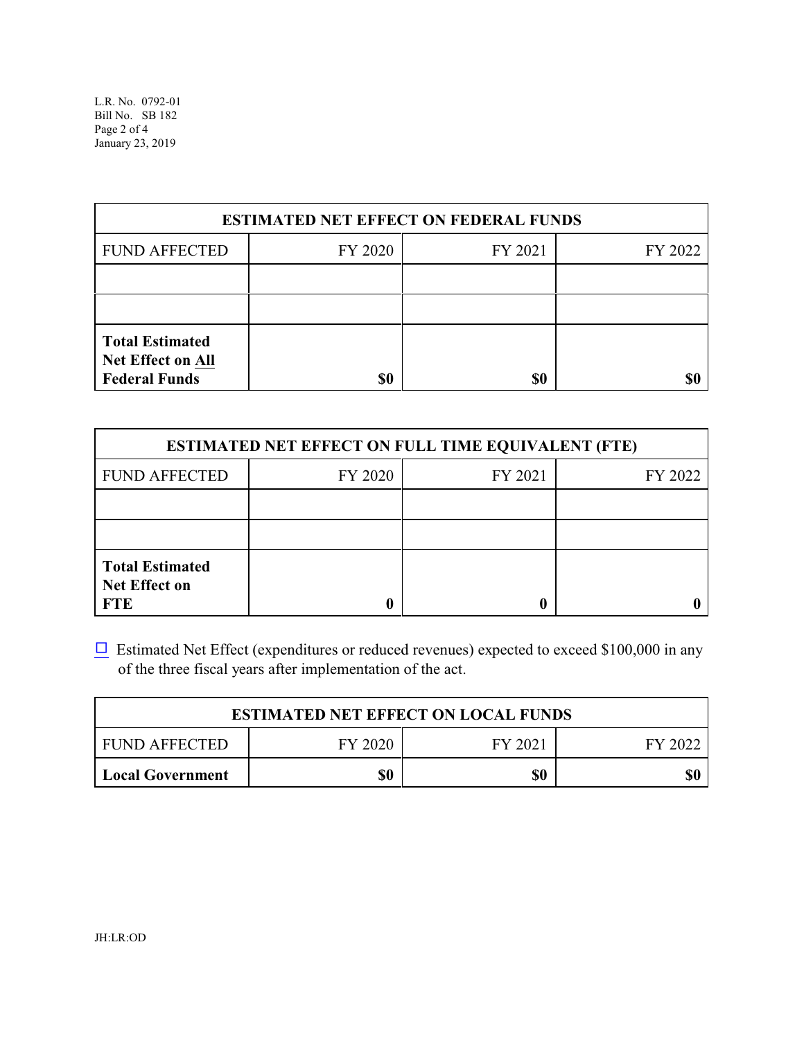| ESTIMATED NET EFFECT ON FEDERAL FUNDS | | | |
|---|---|---|---|
| FUND AFFECTED | FY 2020 | FY 2021 | FY 2022 |
| | | | |
| | | | |
| **Total Estimated Net Effect on All Federal Funds** | **$0** | **$0** | **$0** |

| ESTIMATED NET EFFECT ON FULL TIME EQUIVALENT (FTE) | | | |
|---|---|---|---|
| FUND AFFECTED | FY 2020 | FY 2021 | FY 2022 |
| | | | |
| | | | |
| **Total Estimated Net Effect on FTE** | **0** | **0** | **0** |

☐ Estimated Net Effect (expenditures or reduced revenues) expected to exceed $100,000 in any of the three fiscal years after implementation of the act.

| ESTIMATED NET EFFECT ON LOCAL FUNDS | | | |
|---|---|---|---|
| FUND AFFECTED | FY 2020 | FY 2021 | FY 2022 |
| **Local Government** | **$0** | **$0** | **$0** |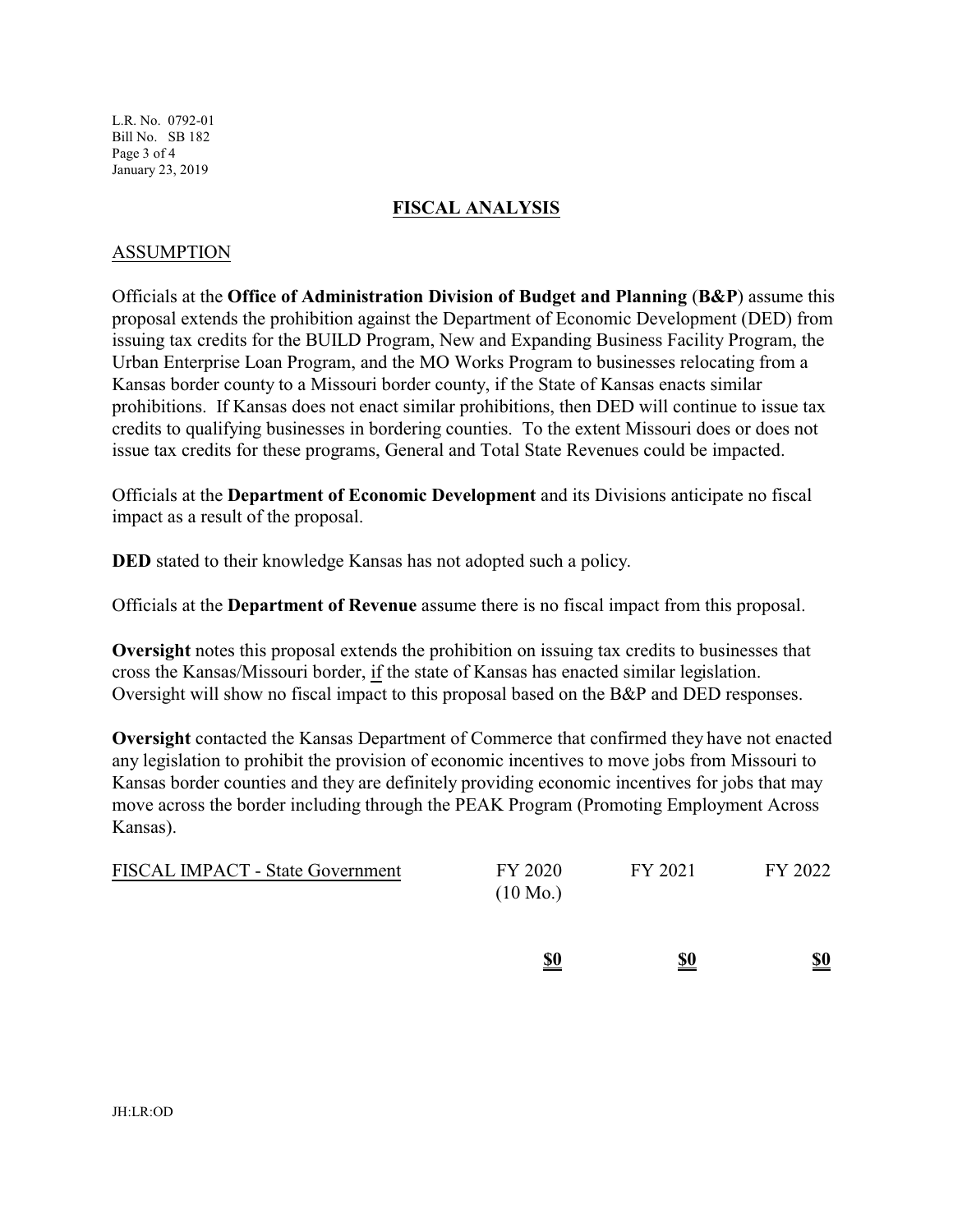## FISCAL ANALYSIS

### ASSUMPTION

Officials at the **Office of Administration Division of Budget and Planning** (**B&P**) assume this proposal extends the prohibition against the Department of Economic Development (DED) from issuing tax credits for the BUILD Program, New and Expanding Business Facility Program, the Urban Enterprise Loan Program, and the MO Works Program to businesses relocating from a Kansas border county to a Missouri border county, if the State of Kansas enacts similar prohibitions. If Kansas does not enact similar prohibitions, then DED will continue to issue tax credits to qualifying businesses in bordering counties. To the extent Missouri does or does not issue tax credits for these programs, General and Total State Revenues could be impacted.

Officials at the **Department of Economic Development** and its Divisions anticipate no fiscal impact as a result of the proposal.

**DED** stated to their knowledge Kansas has not adopted such a policy.

Officials at the **Department of Revenue** assume there is no fiscal impact from this proposal.

**Oversight** notes this proposal extends the prohibition on issuing tax credits to businesses that cross the Kansas/Missouri border, if the state of Kansas has enacted similar legislation. Oversight will show no fiscal impact to this proposal based on the B&P and DED responses.

**Oversight** contacted the Kansas Department of Commerce that confirmed they have not enacted any legislation to prohibit the provision of economic incentives to move jobs from Missouri to Kansas border counties and they are definitely providing economic incentives for jobs that may move across the border including through the PEAK Program (Promoting Employment Across Kansas).

| FISCAL IMPACT - State Government | FY 2020 (10 Mo.) | FY 2021 | FY 2022 |
|---|---|---|---|
| | **$0** | **$0** | **$0** |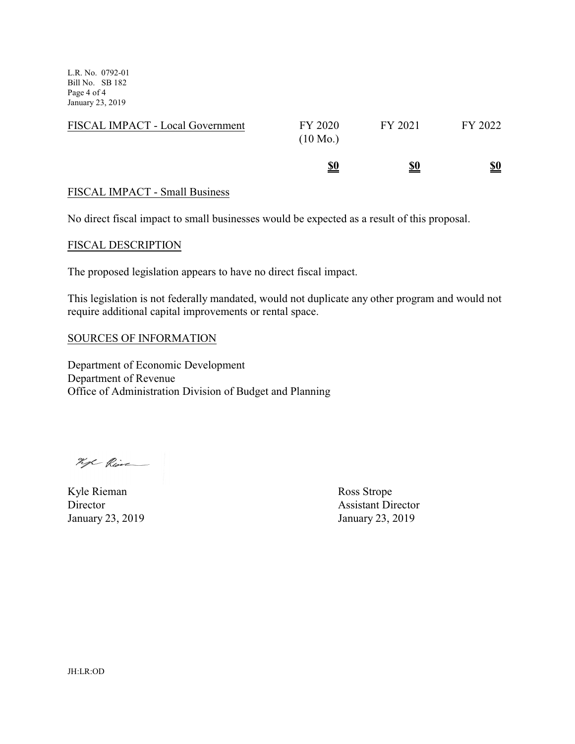| FISCAL IMPACT - Local Government | FY 2020 (10 Mo.) | FY 2021 | FY 2022 |
|---|---|---|---|
| | **$0** | **$0** | **$0** |

FISCAL IMPACT - Small Business

No direct fiscal impact to small businesses would be expected as a result of this proposal.

FISCAL DESCRIPTION

The proposed legislation appears to have no direct fiscal impact.

This legislation is not federally mandated, would not duplicate any other program and would not require additional capital improvements or rental space.

SOURCES OF INFORMATION

Department of Economic Development
Department of Revenue
Office of Administration Division of Budget and Planning

Kyle Rieman
Director
January 23, 2019

Ross Strope
Assistant Director
January 23, 2019

JH:LR:OD